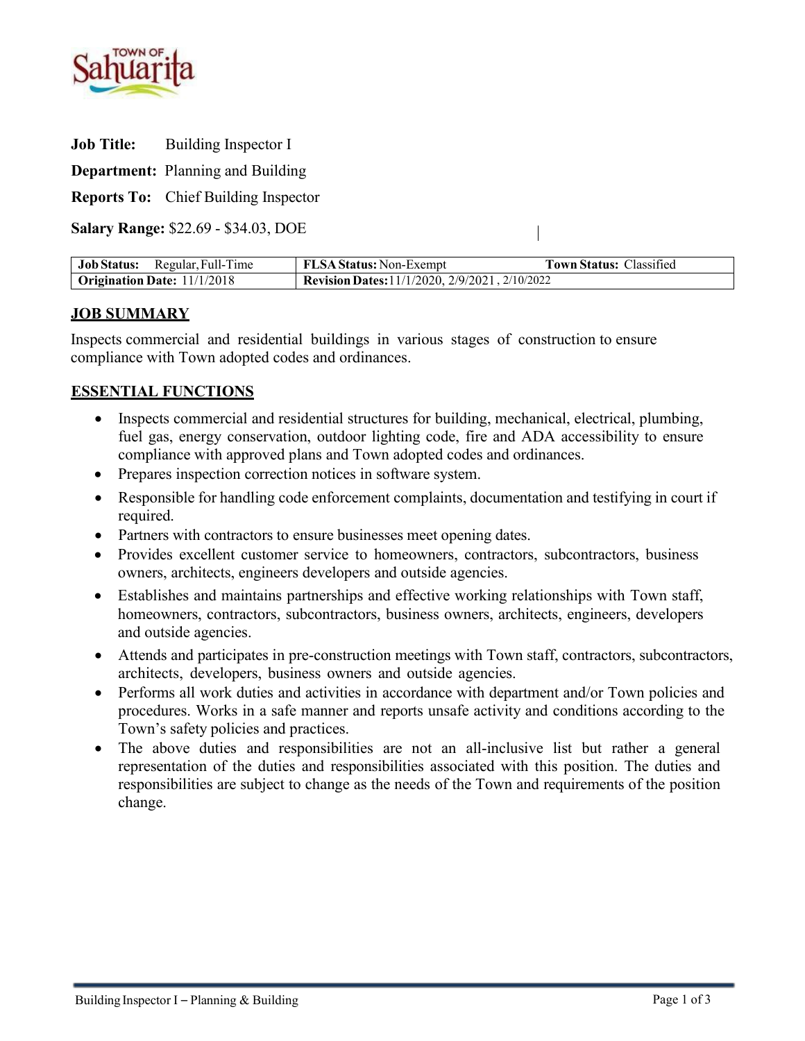**Job Title:** Building Inspector I

**Department:** Planning and Building

**Reports To:** Chief Building Inspector

**Salary Range:** $22.69 - $34.03, DOE

| **Job Status:** Regular, Full-Time | **FLSA Status:** Non-Exempt | **Town Status:** Classified |
|---|---|---|
| **Origination Date:** 11/1/2018 | **Revision Dates:** 11/1/2020, 2/9/2021 , 2/10/2022 | |

## JOB SUMMARY

Inspects commercial and residential buildings in various stages of construction to ensure compliance with Town adopted codes and ordinances.

## ESSENTIAL FUNCTIONS

- Inspects commercial and residential structures for building, mechanical, electrical, plumbing, fuel gas, energy conservation, outdoor lighting code, fire and ADA accessibility to ensure compliance with approved plans and Town adopted codes and ordinances.
- Prepares inspection correction notices in software system.
- Responsible for handling code enforcement complaints, documentation and testifying in court if required.
- Partners with contractors to ensure businesses meet opening dates.
- Provides excellent customer service to homeowners, contractors, subcontractors, business owners, architects, engineers developers and outside agencies.
- Establishes and maintains partnerships and effective working relationships with Town staff, homeowners, contractors, subcontractors, business owners, architects, engineers, developers and outside agencies.
- Attends and participates in pre-construction meetings with Town staff, contractors, subcontractors, architects, developers, business owners and outside agencies.
- Performs all work duties and activities in accordance with department and/or Town policies and procedures. Works in a safe manner and reports unsafe activity and conditions according to the Town's safety policies and practices.
- The above duties and responsibilities are not an all-inclusive list but rather a general representation of the duties and responsibilities associated with this position. The duties and responsibilities are subject to change as the needs of the Town and requirements of the position change.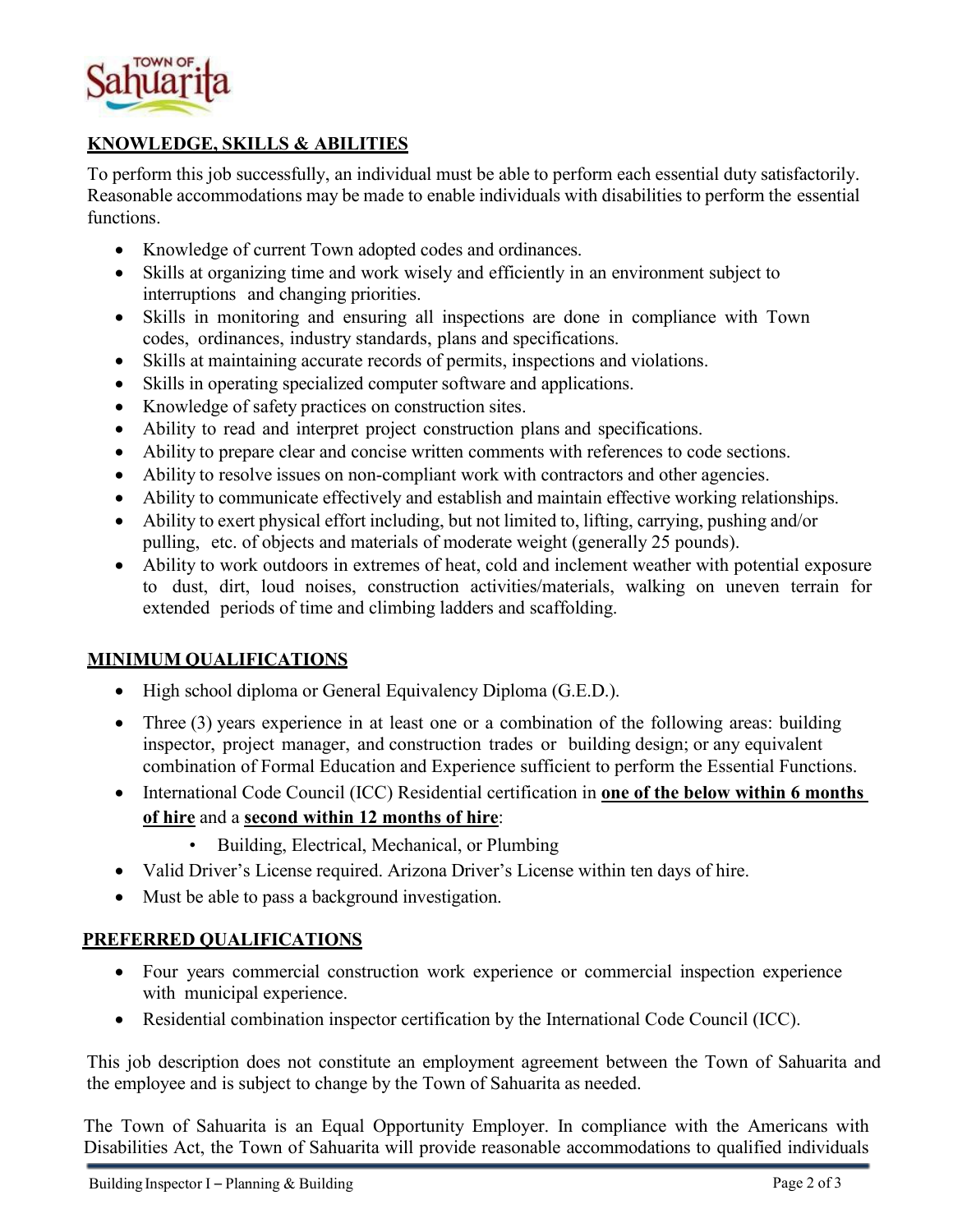## KNOWLEDGE, SKILLS & ABILITIES

To perform this job successfully, an individual must be able to perform each essential duty satisfactorily. Reasonable accommodations may be made to enable individuals with disabilities to perform the essential functions.

- Knowledge of current Town adopted codes and ordinances.
- Skills at organizing time and work wisely and efficiently in an environment subject to interruptions and changing priorities.
- Skills in monitoring and ensuring all inspections are done in compliance with Town codes, ordinances, industry standards, plans and specifications.
- Skills at maintaining accurate records of permits, inspections and violations.
- Skills in operating specialized computer software and applications.
- Knowledge of safety practices on construction sites.
- Ability to read and interpret project construction plans and specifications.
- Ability to prepare clear and concise written comments with references to code sections.
- Ability to resolve issues on non-compliant work with contractors and other agencies.
- Ability to communicate effectively and establish and maintain effective working relationships.
- Ability to exert physical effort including, but not limited to, lifting, carrying, pushing and/or pulling, etc. of objects and materials of moderate weight (generally 25 pounds).
- Ability to work outdoors in extremes of heat, cold and inclement weather with potential exposure to dust, dirt, loud noises, construction activities/materials, walking on uneven terrain for extended periods of time and climbing ladders and scaffolding.

## MINIMUM QUALIFICATIONS

- High school diploma or General Equivalency Diploma (G.E.D.).
- Three (3) years experience in at least one or a combination of the following areas: building inspector, project manager, and construction trades or building design; or any equivalent combination of Formal Education and Experience sufficient to perform the Essential Functions.
- International Code Council (ICC) Residential certification in **one of the below within 6 months of hire** and a **second within 12 months of hire**:
    - Building, Electrical, Mechanical, or Plumbing
- Valid Driver's License required. Arizona Driver's License within ten days of hire.
- Must be able to pass a background investigation.

## PREFERRED QUALIFICATIONS

- Four years commercial construction work experience or commercial inspection experience with municipal experience.
- Residential combination inspector certification by the International Code Council (ICC).

This job description does not constitute an employment agreement between the Town of Sahuarita and the employee and is subject to change by the Town of Sahuarita as needed.

The Town of Sahuarita is an Equal Opportunity Employer. In compliance with the Americans with Disabilities Act, the Town of Sahuarita will provide reasonable accommodations to qualified individuals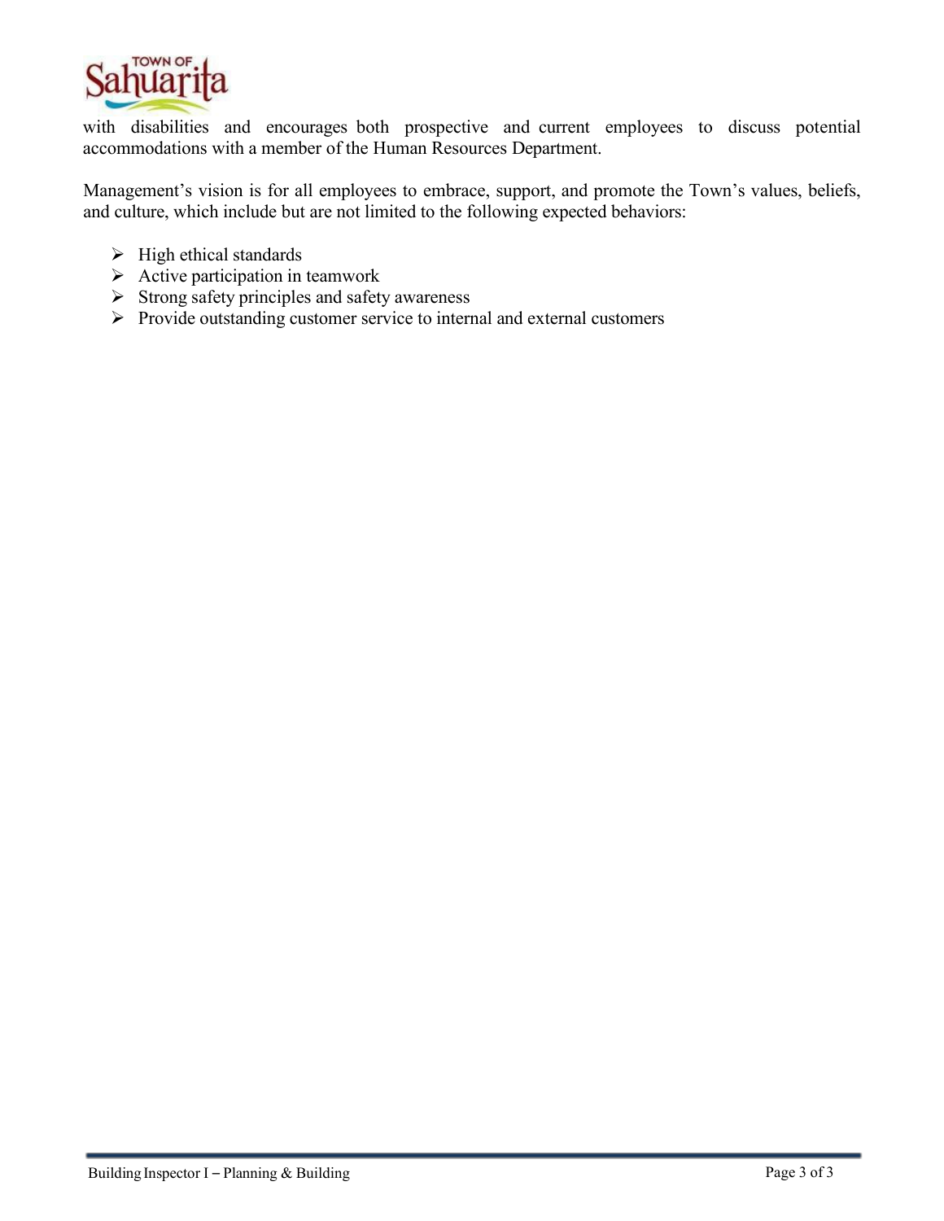with disabilities and encourages both prospective and current employees to discuss potential accommodations with a member of the Human Resources Department.

Management's vision is for all employees to embrace, support, and promote the Town's values, beliefs, and culture, which include but are not limited to the following expected behaviors:

- High ethical standards
- Active participation in teamwork
- Strong safety principles and safety awareness
- Provide outstanding customer service to internal and external customers